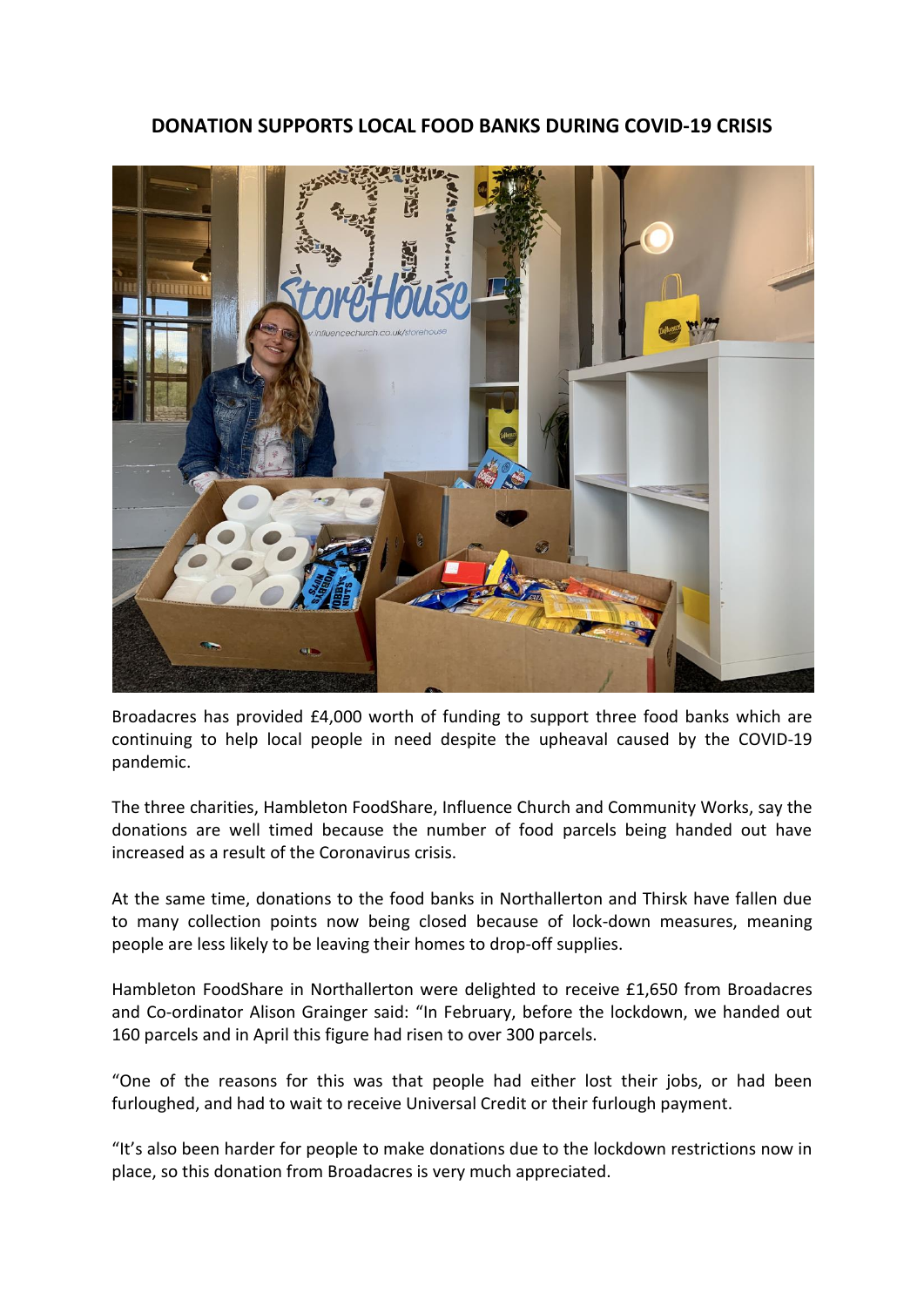# DONATION SUPPORTS LOCAL FOOD BANKS DURING COVID-19 CRISIS

Broadacres has provided £4,000 worth of funding to support three food banks which are continuing to help local people in need despite the upheaval caused by the COVID-19 pandemic.

The three charities, Hambleton FoodShare, Influence Church and Community Works, say the donations are well timed because the number of food parcels being handed out have increased as a result of the Coronavirus crisis.

At the same time, donations to the food banks in Northallerton and Thirsk have fallen due to many collection points now being closed because of lock-down measures, meaning people are less likely to be leaving their homes to drop-off supplies.

Hambleton FoodShare in Northallerton were delighted to receive £1,650 from Broadacres and Co-ordinator Alison Grainger said: "In February, before the lockdown, we handed out 160 parcels and in April this figure had risen to over 300 parcels.

"One of the reasons for this was that people had either lost their jobs, or had been furloughed, and had to wait to receive Universal Credit or their furlough payment.

"It's also been harder for people to make donations due to the lockdown restrictions now in place, so this donation from Broadacres is very much appreciated.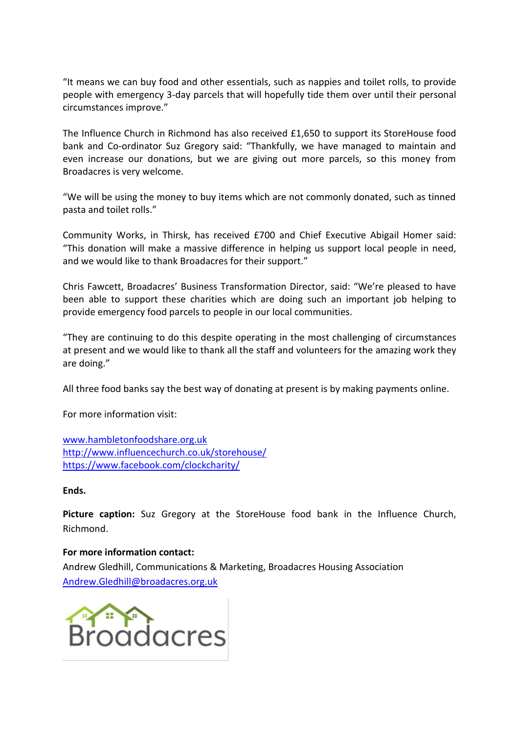"It means we can buy food and other essentials, such as nappies and toilet rolls, to provide people with emergency 3-day parcels that will hopefully tide them over until their personal circumstances improve."

The Influence Church in Richmond has also received £1,650 to support its StoreHouse food bank and Co-ordinator Suz Gregory said: "Thankfully, we have managed to maintain and even increase our donations, but we are giving out more parcels, so this money from Broadacres is very welcome.

"We will be using the money to buy items which are not commonly donated, such as tinned pasta and toilet rolls."

Community Works, in Thirsk, has received £700 and Chief Executive Abigail Homer said: "This donation will make a massive difference in helping us support local people in need, and we would like to thank Broadacres for their support."

Chris Fawcett, Broadacres' Business Transformation Director, said: "We're pleased to have been able to support these charities which are doing such an important job helping to provide emergency food parcels to people in our local communities.

"They are continuing to do this despite operating in the most challenging of circumstances at present and we would like to thank all the staff and volunteers for the amazing work they are doing."

All three food banks say the best way of donating at present is by making payments online.

For more information visit:

www.hambletonfoodshare.org.uk
http://www.influencechurch.co.uk/storehouse/
https://www.facebook.com/clockcharity/

**Ends.**

**Picture caption:** Suz Gregory at the StoreHouse food bank in the Influence Church, Richmond.

**For more information contact:**
Andrew Gledhill, Communications & Marketing, Broadacres Housing Association
Andrew.Gledhill@broadacres.org.uk

Broadacres